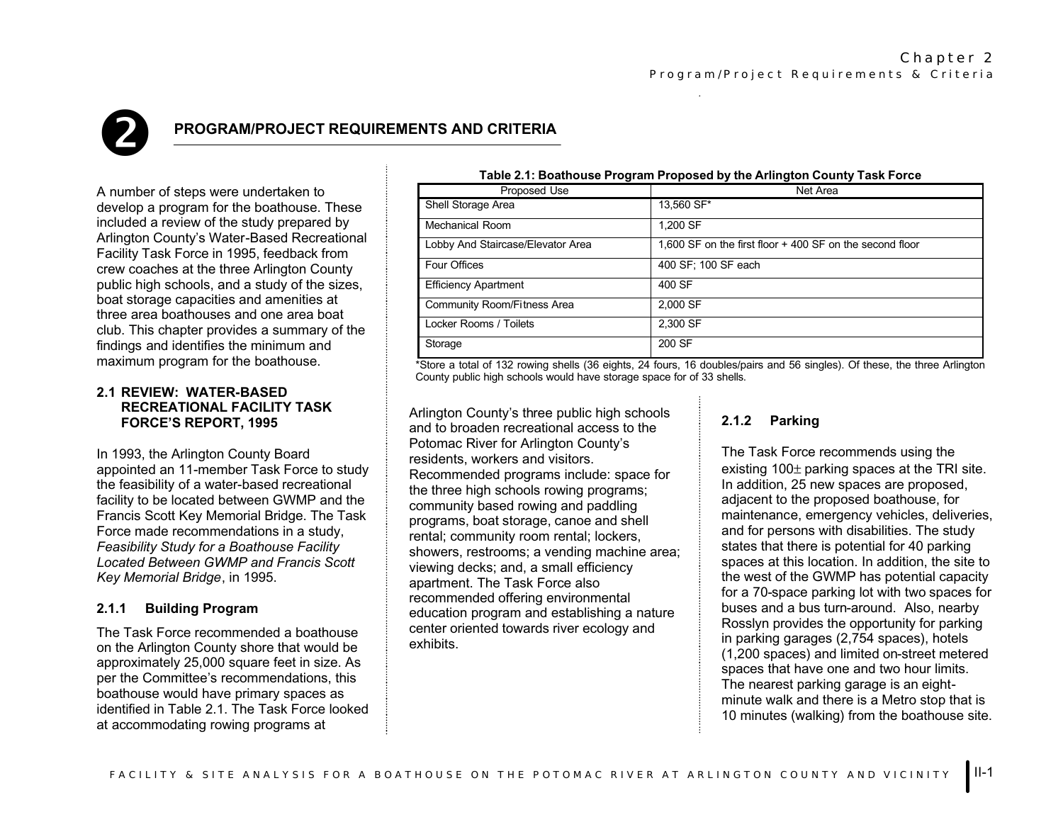# 2 PROGRAM/PROJECT REQUIREMENTS AND CRITERIA

A number of steps were undertaken to develop a program for the boathouse. These included a review of the study prepared by Arlington County's Water-Based Recreational Facility Task Force in 1995, feedback from crew coaches at the three Arlington County public high schools, and a study of the sizes, boat storage capacities and amenities at three area boathouses and one area boat club. This chapter provides a summary of the findings and identifies the minimum and maximum program for the boathouse.

## 2.1 REVIEW: WATER-BASED RECREATIONAL FACILITY TASK FORCE'S REPORT, 1995

In 1993, the Arlington County Board appointed an 11-member Task Force to study the feasibility of a water-based recreational facility to be located between GWMP and the Francis Scott Key Memorial Bridge. The Task Force made recommendations in a study, *Feasibility Study for a Boathouse Facility Located Between GWMP and Francis Scott Key Memorial Bridge*, in 1995.

### 2.1.1 Building Program

The Task Force recommended a boathouse on the Arlington County shore that would be approximately 25,000 square feet in size. As per the Committee's recommendations, this boathouse would have primary spaces as identified in Table 2.1. The Task Force looked at accommodating rowing programs at Arlington County's three public high schools and to broaden recreational access to the Potomac River for Arlington County's residents, workers and visitors. Recommended programs include: space for the three high schools rowing programs; community based rowing and paddling programs, boat storage, canoe and shell rental; community room rental; lockers, showers, restrooms; a vending machine area; viewing decks; and, a small efficiency apartment. The Task Force also recommended offering environmental education program and establishing a nature center oriented towards river ecology and exhibits.

**Table 2.1: Boathouse Program Proposed by the Arlington County Task Force**

| Proposed Use | Net Area |
|---|---|
| Shell Storage Area | 13,560 SF* |
| Mechanical Room | 1,200 SF |
| Lobby And Staircase/Elevator Area | 1,600 SF on the first floor + 400 SF on the second floor |
| Four Offices | 400 SF; 100 SF each |
| Efficiency Apartment | 400 SF |
| Community Room/Fitness Area | 2,000 SF |
| Locker Rooms / Toilets | 2,300 SF |
| Storage | 200 SF |

*Store a total of 132 rowing shells (36 eights, 24 fours, 16 doubles/pairs and 56 singles). Of these, the three Arlington County public high schools would have storage space for of 33 shells.

### 2.1.2 Parking

The Task Force recommends using the existing 100± parking spaces at the TRI site. In addition, 25 new spaces are proposed, adjacent to the proposed boathouse, for maintenance, emergency vehicles, deliveries, and for persons with disabilities. The study states that there is potential for 40 parking spaces at this location. In addition, the site to the west of the GWMP has potential capacity for a 70-space parking lot with two spaces for buses and a bus turn-around. Also, nearby Rosslyn provides the opportunity for parking in parking garages (2,754 spaces), hotels (1,200 spaces) and limited on-street metered spaces that have one and two hour limits. The nearest parking garage is an eight-minute walk and there is a Metro stop that is 10 minutes (walking) from the boathouse site.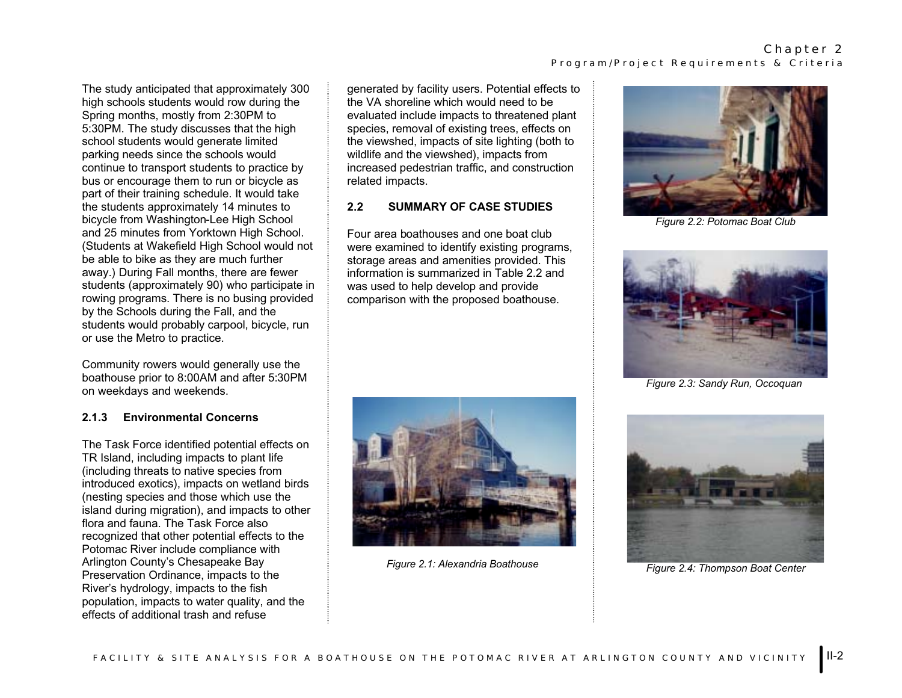The study anticipated that approximately 300 high schools students would row during the Spring months, mostly from 2:30PM to 5:30PM. The study discusses that the high school students would generate limited parking needs since the schools would continue to transport students to practice by bus or encourage them to run or bicycle as part of their training schedule. It would take the students approximately 14 minutes to bicycle from Washington-Lee High School and 25 minutes from Yorktown High School. (Students at Wakefield High School would not be able to bike as they are much further away.) During Fall months, there are fewer students (approximately 90) who participate in rowing programs. There is no busing provided by the Schools during the Fall, and the students would probably carpool, bicycle, run or use the Metro to practice.

Community rowers would generally use the boathouse prior to 8:00AM and after 5:30PM on weekdays and weekends.

### 2.1.3 Environmental Concerns

The Task Force identified potential effects on TR Island, including impacts to plant life (including threats to native species from introduced exotics), impacts on wetland birds (nesting species and those which use the island during migration), and impacts to other flora and fauna. The Task Force also recognized that other potential effects to the Potomac River include compliance with Arlington County's Chesapeake Bay Preservation Ordinance, impacts to the River's hydrology, impacts to the fish population, impacts to water quality, and the effects of additional trash and refuse generated by facility users. Potential effects to the VA shoreline which would need to be evaluated include impacts to threatened plant species, removal of existing trees, effects on the viewshed, impacts of site lighting (both to wildlife and the viewshed), impacts from increased pedestrian traffic, and construction related impacts.

## 2.2 SUMMARY OF CASE STUDIES

Four area boathouses and one boat club were examined to identify existing programs, storage areas and amenities provided. This information is summarized in Table 2.2 and was used to help develop and provide comparison with the proposed boathouse.

*Figure 2.1: Alexandria Boathouse*

*Figure 2.2: Potomac Boat Club*

*Figure 2.3: Sandy Run, Occoquan*

*Figure 2.4: Thompson Boat Center*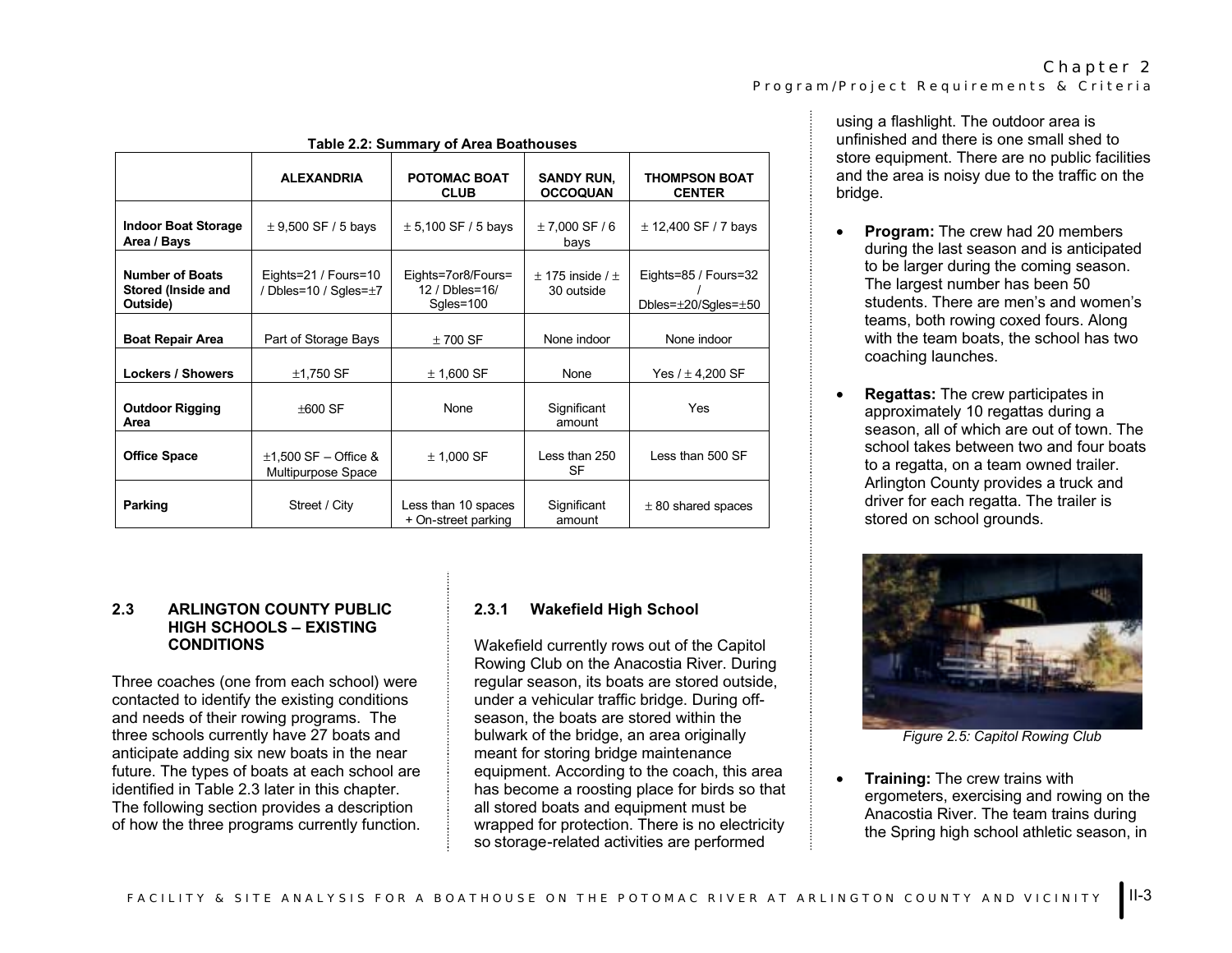**Table 2.2: Summary of Area Boathouses**

| | ALEXANDRIA | POTOMAC BOAT CLUB | SANDY RUN, OCCOQUAN | THOMPSON BOAT CENTER |
|---|---|---|---|---|
| **Indoor Boat Storage Area / Bays** | ± 9,500 SF / 5 bays | ± 5,100 SF / 5 bays | ± 7,000 SF / 6 bays | ± 12,400 SF / 7 bays |
| **Number of Boats Stored (Inside and Outside)** | Eights=21 / Fours=10 / Dbles=10 / Sgles=±7 | Eights=7or8/Fours= 12 / Dbles=16/ Sgles=100 | ± 175 inside / ± 30 outside | Eights=85 / Fours=32 / Dbles=±20/Sgles=±50 |
| **Boat Repair Area** | Part of Storage Bays | ± 700 SF | None indoor | None indoor |
| **Lockers / Showers** | ±1,750 SF | ± 1,600 SF | None | Yes / ± 4,200 SF |
| **Outdoor Rigging Area** | ±600 SF | None | Significant amount | Yes |
| **Office Space** | ±1,500 SF – Office & Multipurpose Space | ± 1,000 SF | Less than 250 SF | Less than 500 SF |
| **Parking** | Street / City | Less than 10 spaces + On-street parking | Significant amount | ± 80 shared spaces |

## 2.3 ARLINGTON COUNTY PUBLIC HIGH SCHOOLS – EXISTING CONDITIONS

Three coaches (one from each school) were contacted to identify the existing conditions and needs of their rowing programs. The three schools currently have 27 boats and anticipate adding six new boats in the near future. The types of boats at each school are identified in Table 2.3 later in this chapter. The following section provides a description of how the three programs currently function.

### 2.3.1 Wakefield High School

Wakefield currently rows out of the Capitol Rowing Club on the Anacostia River. During regular season, its boats are stored outside, under a vehicular traffic bridge. During off-season, the boats are stored within the bulwark of the bridge, an area originally meant for storing bridge maintenance equipment. According to the coach, this area has become a roosting place for birds so that all stored boats and equipment must be wrapped for protection. There is no electricity so storage-related activities are performed using a flashlight. The outdoor area is unfinished and there is one small shed to store equipment. There are no public facilities and the area is noisy due to the traffic on the bridge.

- **Program:** The crew had 20 members during the last season and is anticipated to be larger during the coming season. The largest number has been 50 students. There are men's and women's teams, both rowing coxed fours. Along with the team boats, the school has two coaching launches.

- **Regattas:** The crew participates in approximately 10 regattas during a season, all of which are out of town. The school takes between two and four boats to a regatta, on a team owned trailer. Arlington County provides a truck and driver for each regatta. The trailer is stored on school grounds.

*Figure 2.5: Capitol Rowing Club*

- **Training:** The crew trains with ergometers, exercising and rowing on the Anacostia River. The team trains during the Spring high school athletic season, in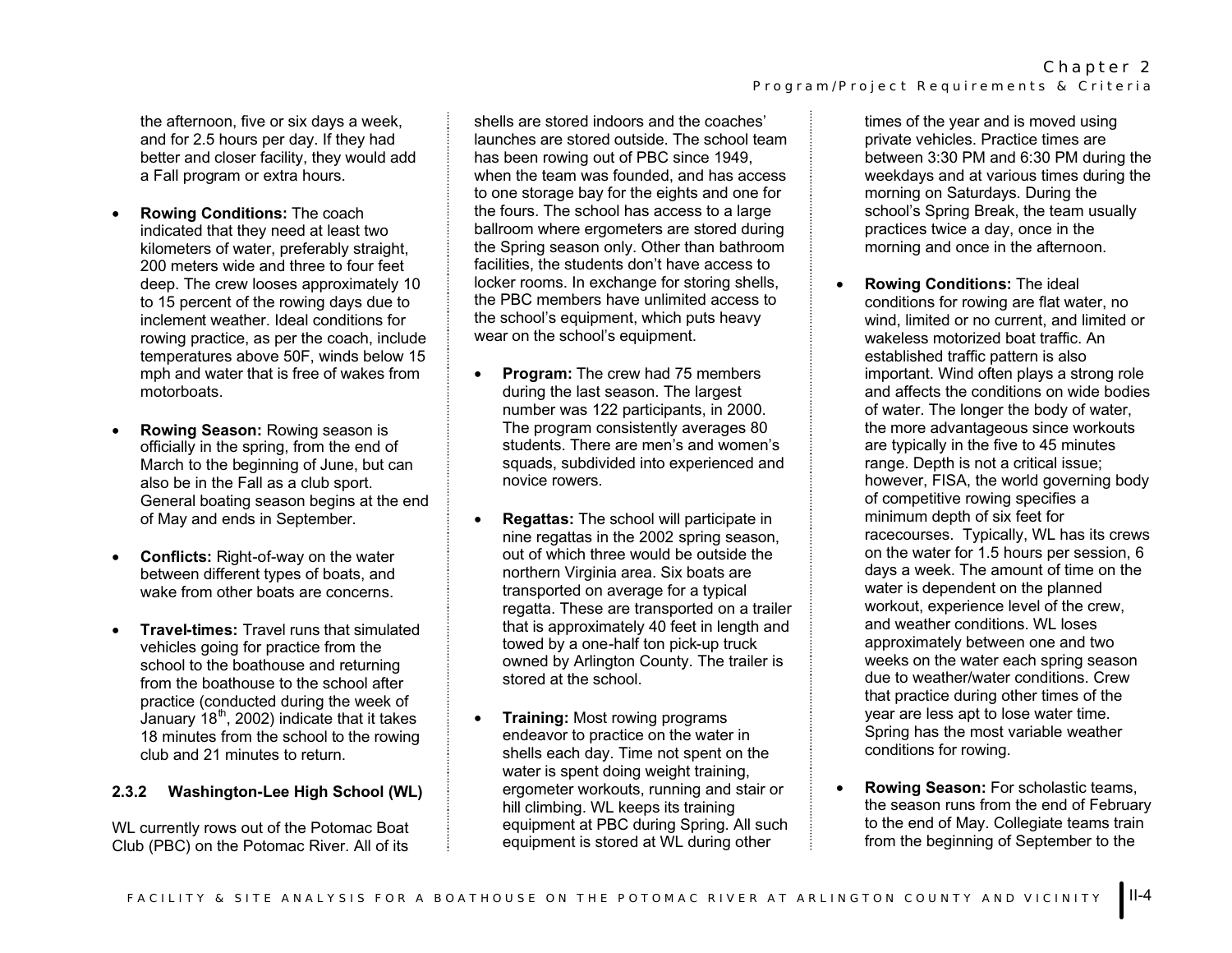the afternoon, five or six days a week, and for 2.5 hours per day. If they had better and closer facility, they would add a Fall program or extra hours.

- **Rowing Conditions:** The coach indicated that they need at least two kilometers of water, preferably straight, 200 meters wide and three to four feet deep. The crew looses approximately 10 to 15 percent of the rowing days due to inclement weather. Ideal conditions for rowing practice, as per the coach, include temperatures above 50F, winds below 15 mph and water that is free of wakes from motorboats.

- **Rowing Season:** Rowing season is officially in the spring, from the end of March to the beginning of June, but can also be in the Fall as a club sport. General boating season begins at the end of May and ends in September.

- **Conflicts:** Right-of-way on the water between different types of boats, and wake from other boats are concerns.

- **Travel-times:** Travel runs that simulated vehicles going for practice from the school to the boathouse and returning from the boathouse to the school after practice (conducted during the week of January 18th, 2002) indicate that it takes 18 minutes from the school to the rowing club and 21 minutes to return.

### 2.3.2 Washington-Lee High School (WL)

WL currently rows out of the Potomac Boat Club (PBC) on the Potomac River. All of its shells are stored indoors and the coaches' launches are stored outside. The school team has been rowing out of PBC since 1949, when the team was founded, and has access to one storage bay for the eights and one for the fours. The school has access to a large ballroom where ergometers are stored during the Spring season only. Other than bathroom facilities, the students don't have access to locker rooms. In exchange for storing shells, the PBC members have unlimited access to the school's equipment, which puts heavy wear on the school's equipment.

- **Program:** The crew had 75 members during the last season. The largest number was 122 participants, in 2000. The program consistently averages 80 students. There are men's and women's squads, subdivided into experienced and novice rowers.

- **Regattas:** The school will participate in nine regattas in the 2002 spring season, out of which three would be outside the northern Virginia area. Six boats are transported on average for a typical regatta. These are transported on a trailer that is approximately 40 feet in length and towed by a one-half ton pick-up truck owned by Arlington County. The trailer is stored at the school.

- **Training:** Most rowing programs endeavor to practice on the water in shells each day. Time not spent on the water is spent doing weight training, ergometer workouts, running and stair or hill climbing. WL keeps its training equipment at PBC during Spring. All such equipment is stored at WL during other times of the year and is moved using private vehicles. Practice times are between 3:30 PM and 6:30 PM during the weekdays and at various times during the morning on Saturdays. During the school's Spring Break, the team usually practices twice a day, once in the morning and once in the afternoon.

- **Rowing Conditions:** The ideal conditions for rowing are flat water, no wind, limited or no current, and limited or wakeless motorized boat traffic. An established traffic pattern is also important. Wind often plays a strong role and affects the conditions on wide bodies of water. The longer the body of water, the more advantageous since workouts are typically in the five to 45 minutes range. Depth is not a critical issue; however, FISA, the world governing body of competitive rowing specifies a minimum depth of six feet for racecourses. Typically, WL has its crews on the water for 1.5 hours per session, 6 days a week. The amount of time on the water is dependent on the planned workout, experience level of the crew, and weather conditions. WL loses approximately between one and two weeks on the water each spring season due to weather/water conditions. Crew that practice during other times of the year are less apt to lose water time. Spring has the most variable weather conditions for rowing.

- **Rowing Season:** For scholastic teams, the season runs from the end of February to the end of May. Collegiate teams train from the beginning of September to the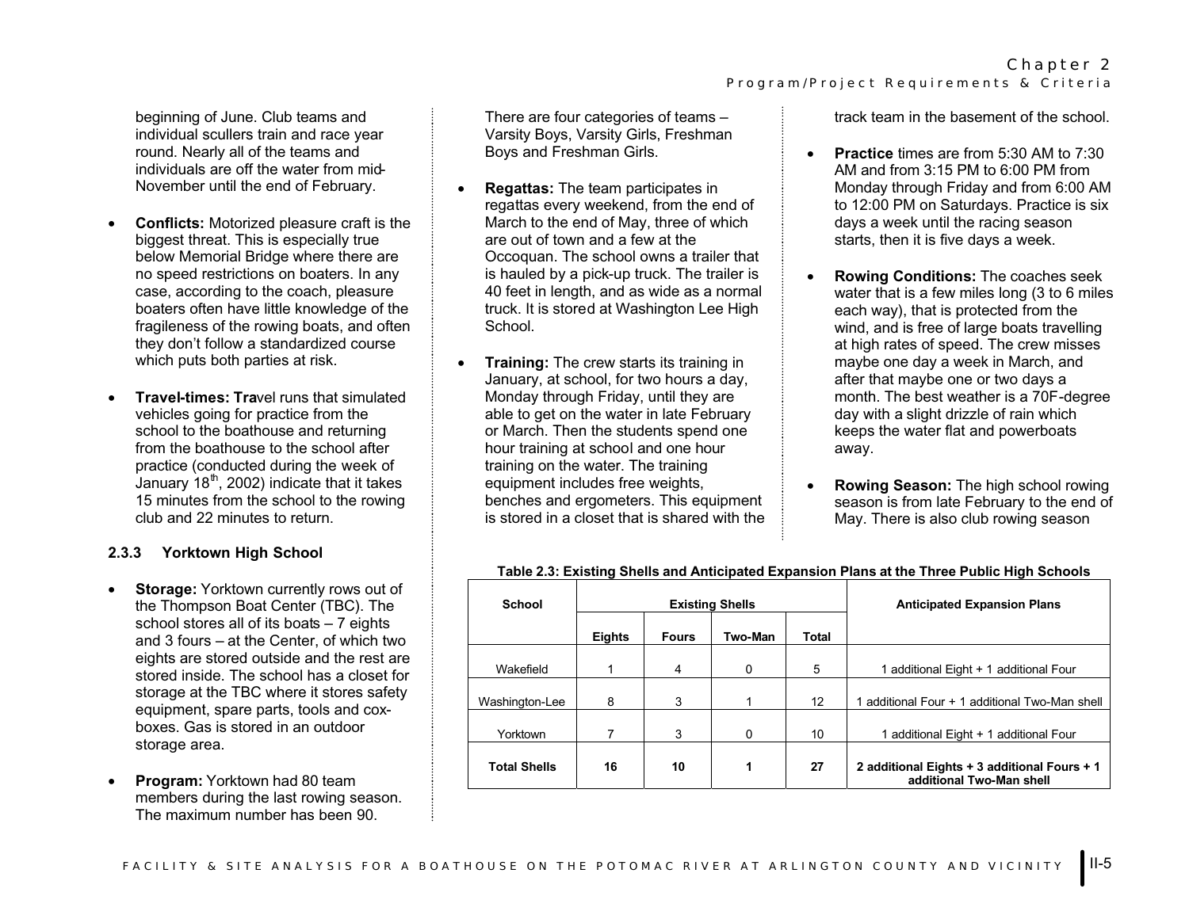beginning of June. Club teams and individual scullers train and race year round. Nearly all of the teams and individuals are off the water from mid-November until the end of February.

- **Conflicts:** Motorized pleasure craft is the biggest threat. This is especially true below Memorial Bridge where there are no speed restrictions on boaters. In any case, according to the coach, pleasure boaters often have little knowledge of the fragileness of the rowing boats, and often they don't follow a standardized course which puts both parties at risk.

- **Travel-times:** Travel runs that simulated vehicles going for practice from the school to the boathouse and returning from the boathouse to the school after practice (conducted during the week of January 18th, 2002) indicate that it takes 15 minutes from the school to the rowing club and 22 minutes to return.

### 2.3.3 Yorktown High School

- **Storage:** Yorktown currently rows out of the Thompson Boat Center (TBC). The school stores all of its boats – 7 eights and 3 fours – at the Center, of which two eights are stored outside and the rest are stored inside. The school has a closet for storage at the TBC where it stores safety equipment, spare parts, tools and cox-boxes. Gas is stored in an outdoor storage area.

- **Program:** Yorktown had 80 team members during the last rowing season. The maximum number has been 90. There are four categories of teams – Varsity Boys, Varsity Girls, Freshman Boys and Freshman Girls.

- **Regattas:** The team participates in regattas every weekend, from the end of March to the end of May, three of which are out of town and a few at the Occoquan. The school owns a trailer that is hauled by a pick-up truck. The trailer is 40 feet in length, and as wide as a normal truck. It is stored at Washington Lee High School.

- **Training:** The crew starts its training in January, at school, for two hours a day, Monday through Friday, until they are able to get on the water in late February or March. Then the students spend one hour training at school and one hour training on the water. The training equipment includes free weights, benches and ergometers. This equipment is stored in a closet that is shared with the track team in the basement of the school.

- **Practice** times are from 5:30 AM to 7:30 AM and from 3:15 PM to 6:00 PM from Monday through Friday and from 6:00 AM to 12:00 PM on Saturdays. Practice is six days a week until the racing season starts, then it is five days a week.

- **Rowing Conditions:** The coaches seek water that is a few miles long (3 to 6 miles each way), that is protected from the wind, and is free of large boats travelling at high rates of speed. The crew misses maybe one day a week in March, and after that maybe one or two days a month. The best weather is a 70F-degree day with a slight drizzle of rain which keeps the water flat and powerboats away.

- **Rowing Season:** The high school rowing season is from late February to the end of May. There is also club rowing season

**Table 2.3: Existing Shells and Anticipated Expansion Plans at the Three Public High Schools**

| School | Existing Shells | | | | Anticipated Expansion Plans |
|---|---|---|---|---|---|
| | Eights | Fours | Two-Man | Total | |
| Wakefield | 1 | 4 | 0 | 5 | 1 additional Eight + 1 additional Four |
| Washington-Lee | 8 | 3 | 1 | 12 | 1 additional Four + 1 additional Two-Man shell |
| Yorktown | 7 | 3 | 0 | 10 | 1 additional Eight + 1 additional Four |
| **Total Shells** | **16** | **10** | **1** | **27** | **2 additional Eights + 3 additional Fours + 1 additional Two-Man shell** |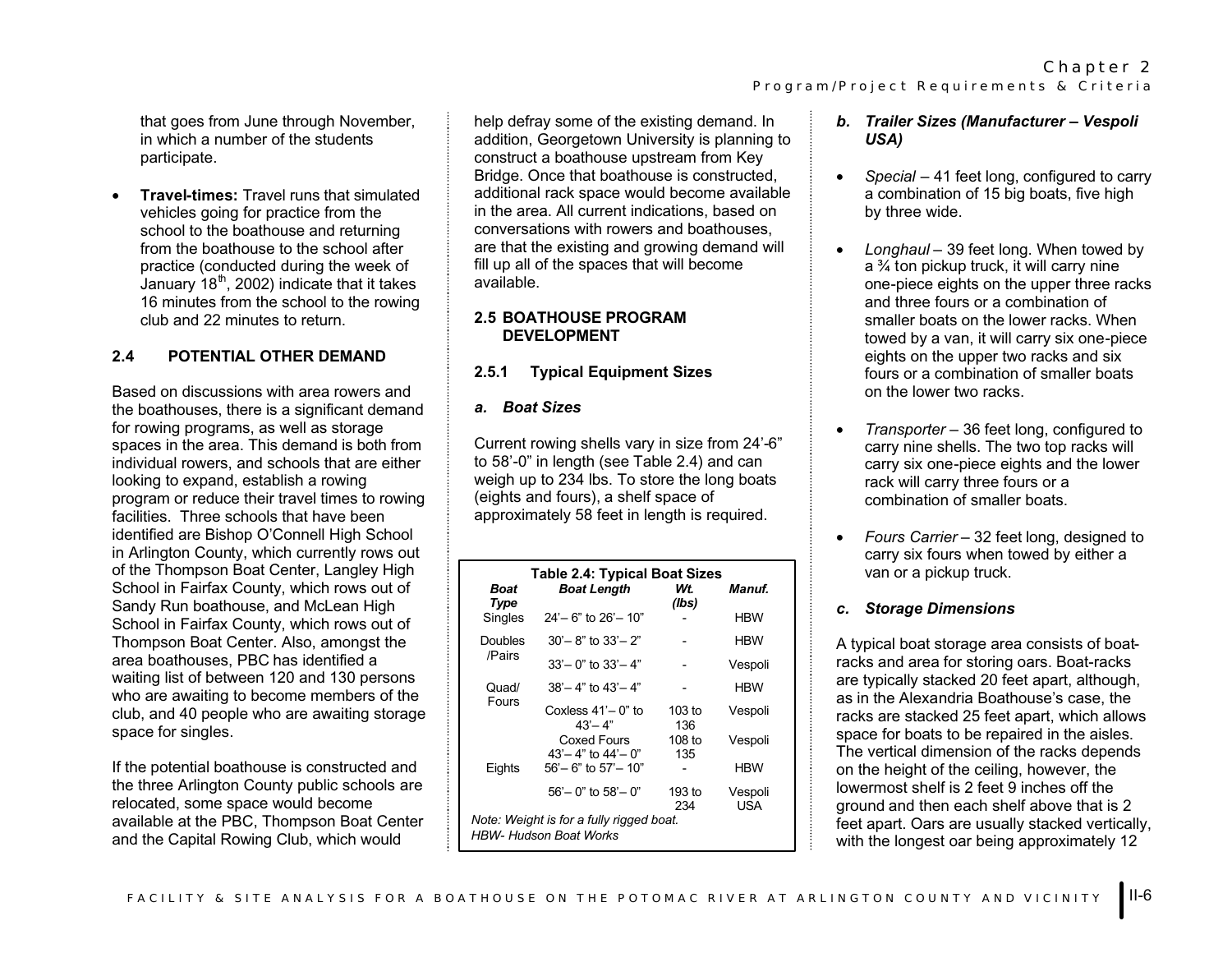that goes from June through November, in which a number of the students participate.

- **Travel-times:** Travel runs that simulated vehicles going for practice from the school to the boathouse and returning from the boathouse to the school after practice (conducted during the week of January 18th, 2002) indicate that it takes 16 minutes from the school to the rowing club and 22 minutes to return.

## 2.4 POTENTIAL OTHER DEMAND

Based on discussions with area rowers and the boathouses, there is a significant demand for rowing programs, as well as storage spaces in the area. This demand is both from individual rowers, and schools that are either looking to expand, establish a rowing program or reduce their travel times to rowing facilities. Three schools that have been identified are Bishop O'Connell High School in Arlington County, which currently rows out of the Thompson Boat Center, Langley High School in Fairfax County, which rows out of Sandy Run boathouse, and McLean High School in Fairfax County, which rows out of Thompson Boat Center. Also, amongst the area boathouses, PBC has identified a waiting list of between 120 and 130 persons who are awaiting to become members of the club, and 40 people who are awaiting storage space for singles.

If the potential boathouse is constructed and the three Arlington County public schools are relocated, some space would become available at the PBC, Thompson Boat Center and the Capital Rowing Club, which would help defray some of the existing demand. In addition, Georgetown University is planning to construct a boathouse upstream from Key Bridge. Once that boathouse is constructed, additional rack space would become available in the area. All current indications, based on conversations with rowers and boathouses, are that the existing and growing demand will fill up all of the spaces that will become available.

## 2.5 BOATHOUSE PROGRAM DEVELOPMENT

### 2.5.1 Typical Equipment Sizes

#### *a. Boat Sizes*

Current rowing shells vary in size from 24'-6" to 58'-0" in length (see Table 2.4) and can weigh up to 234 lbs. To store the long boats (eights and fours), a shelf space of approximately 58 feet in length is required.

**Table 2.4: Typical Boat Sizes**

| Boat Type | Boat Length | Wt. (lbs) | Manuf. |
|---|---|---|---|
| Singles | 24'– 6" to 26'– 10" | - | HBW |
| Doubles /Pairs | 30'– 8" to 33'– 2" | - | HBW |
| | 33'– 0" to 33'– 4" | - | Vespoli |
| Quad/ Fours | 38'– 4" to 43'– 4" | - | HBW |
| | Coxless 41'– 0" to 43'– 4" | 103 to 136 | Vespoli |
| | Coxed Fours 43'– 4" to 44'– 0" | 108 to 135 | Vespoli |
| Eights | 56'– 6" to 57'– 10" | - | HBW |
| | 56'– 0" to 58'– 0" | 193 to 234 | Vespoli USA |

*Note: Weight is for a fully rigged boat.*
*HBW- Hudson Boat Works*

#### *b. Trailer Sizes (Manufacturer – Vespoli USA)*

- *Special* – 41 feet long, configured to carry a combination of 15 big boats, five high by three wide.

- *Longhaul* – 39 feet long. When towed by a ¾ ton pickup truck, it will carry nine one-piece eights on the upper three racks and three fours or a combination of smaller boats on the lower racks. When towed by a van, it will carry six one-piece eights on the upper two racks and six fours or a combination of smaller boats on the lower two racks.

- *Transporter* – 36 feet long, configured to carry nine shells. The two top racks will carry six one-piece eights and the lower rack will carry three fours or a combination of smaller boats.

- *Fours Carrier* – 32 feet long, designed to carry six fours when towed by either a van or a pickup truck.

#### *c. Storage Dimensions*

A typical boat storage area consists of boat-racks and area for storing oars. Boat-racks are typically stacked 20 feet apart, although, as in the Alexandria Boathouse's case, the racks are stacked 25 feet apart, which allows space for boats to be repaired in the aisles. The vertical dimension of the racks depends on the height of the ceiling, however, the lowermost shelf is 2 feet 9 inches off the ground and then each shelf above that is 2 feet apart. Oars are usually stacked vertically, with the longest oar being approximately 12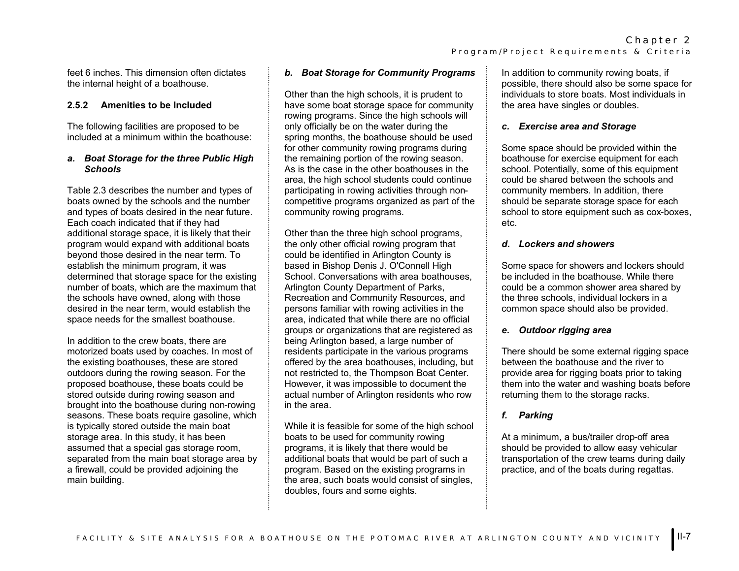feet 6 inches. This dimension often dictates the internal height of a boathouse.

### 2.5.2 Amenities to be Included

The following facilities are proposed to be included at a minimum within the boathouse:

#### *a. Boat Storage for the three Public High Schools*

Table 2.3 describes the number and types of boats owned by the schools and the number and types of boats desired in the near future. Each coach indicated that if they had additional storage space, it is likely that their program would expand with additional boats beyond those desired in the near term. To establish the minimum program, it was determined that storage space for the existing number of boats, which are the maximum that the schools have owned, along with those desired in the near term, would establish the space needs for the smallest boathouse.

In addition to the crew boats, there are motorized boats used by coaches. In most of the existing boathouses, these are stored outdoors during the rowing season. For the proposed boathouse, these boats could be stored outside during rowing season and brought into the boathouse during non-rowing seasons. These boats require gasoline, which is typically stored outside the main boat storage area. In this study, it has been assumed that a special gas storage room, separated from the main boat storage area by a firewall, could be provided adjoining the main building.

#### *b. Boat Storage for Community Programs*

Other than the high schools, it is prudent to have some boat storage space for community rowing programs. Since the high schools will only officially be on the water during the spring months, the boathouse should be used for other community rowing programs during the remaining portion of the rowing season. As is the case in the other boathouses in the area, the high school students could continue participating in rowing activities through non-competitive programs organized as part of the community rowing programs.

Other than the three high school programs, the only other official rowing program that could be identified in Arlington County is based in Bishop Denis J. O'Connell High School. Conversations with area boathouses, Arlington County Department of Parks, Recreation and Community Resources, and persons familiar with rowing activities in the area, indicated that while there are no official groups or organizations that are registered as being Arlington based, a large number of residents participate in the various programs offered by the area boathouses, including, but not restricted to, the Thompson Boat Center. However, it was impossible to document the actual number of Arlington residents who row in the area.

While it is feasible for some of the high school boats to be used for community rowing programs, it is likely that there would be additional boats that would be part of such a program. Based on the existing programs in the area, such boats would consist of singles, doubles, fours and some eights.

In addition to community rowing boats, if possible, there should also be some space for individuals to store boats. Most individuals in the area have singles or doubles.

#### *c. Exercise area and Storage*

Some space should be provided within the boathouse for exercise equipment for each school. Potentially, some of this equipment could be shared between the schools and community members. In addition, there should be separate storage space for each school to store equipment such as cox-boxes, etc.

#### *d. Lockers and showers*

Some space for showers and lockers should be included in the boathouse. While there could be a common shower area shared by the three schools, individual lockers in a common space should also be provided.

#### *e. Outdoor rigging area*

There should be some external rigging space between the boathouse and the river to provide area for rigging boats prior to taking them into the water and washing boats before returning them to the storage racks.

#### *f. Parking*

At a minimum, a bus/trailer drop-off area should be provided to allow easy vehicular transportation of the crew teams during daily practice, and of the boats during regattas.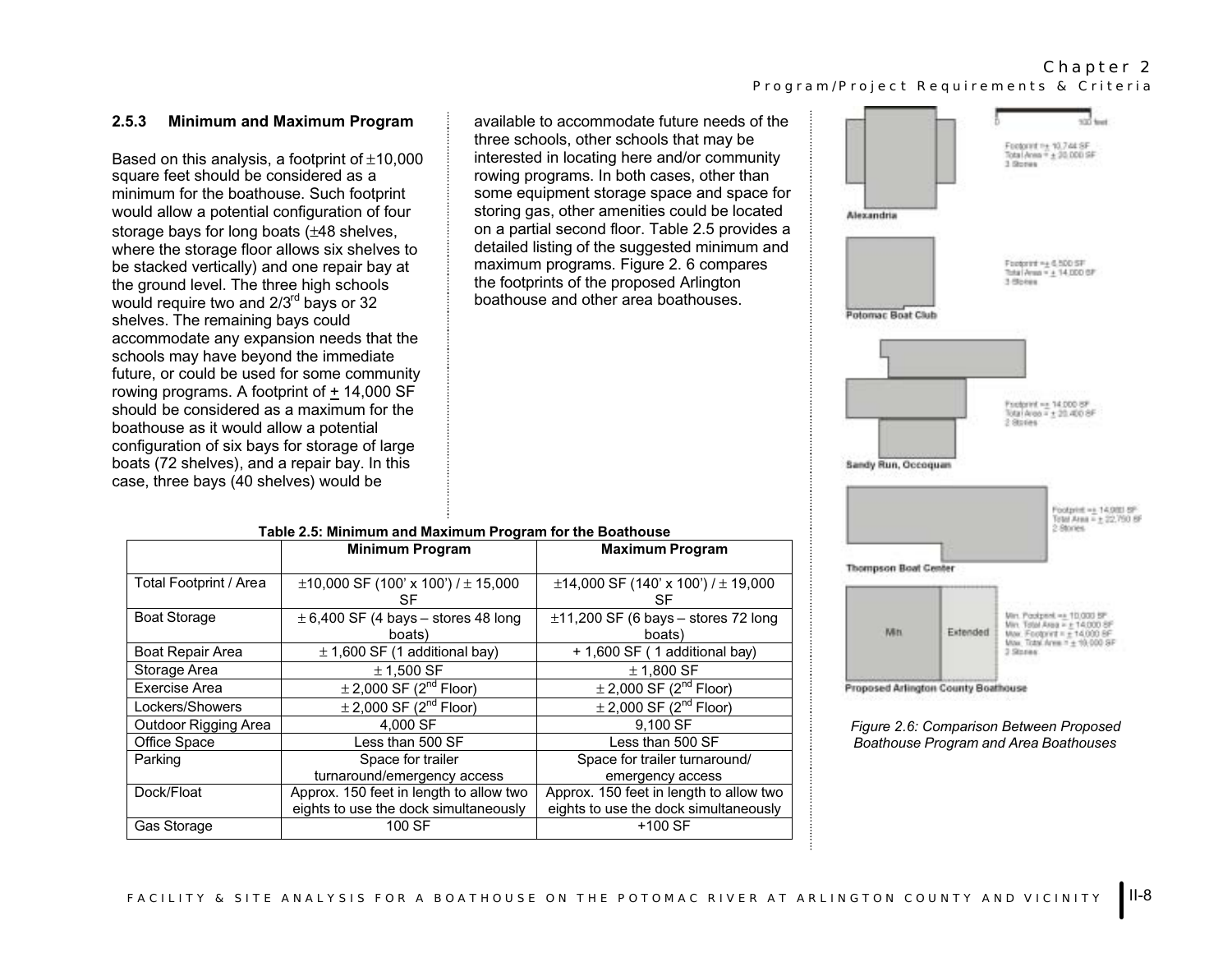### 2.5.3 Minimum and Maximum Program

Based on this analysis, a footprint of ±10,000 square feet should be considered as a minimum for the boathouse. Such footprint would allow a potential configuration of four storage bays for long boats (±48 shelves, where the storage floor allows six shelves to be stacked vertically) and one repair bay at the ground level. The three high schools would require two and 2/3rd bays or 32 shelves. The remaining bays could accommodate any expansion needs that the schools may have beyond the immediate future, or could be used for some community rowing programs. A footprint of ± 14,000 SF should be considered as a maximum for the boathouse as it would allow a potential configuration of six bays for storage of large boats (72 shelves), and a repair bay. In this case, three bays (40 shelves) would be available to accommodate future needs of the three schools, other schools that may be interested in locating here and/or community rowing programs. In both cases, other than some equipment storage space and space for storing gas, other amenities could be located on a partial second floor. Table 2.5 provides a detailed listing of the suggested minimum and maximum programs. Figure 2. 6 compares the footprints of the proposed Arlington boathouse and other area boathouses.

**Table 2.5: Minimum and Maximum Program for the Boathouse**

| | Minimum Program | Maximum Program |
|---|---|---|
| Total Footprint / Area | ±10,000 SF (100' x 100') / ± 15,000 SF | ±14,000 SF (140' x 100') / ± 19,000 SF |
| Boat Storage | ± 6,400 SF (4 bays – stores 48 long boats) | ±11,200 SF (6 bays – stores 72 long boats) |
| Boat Repair Area | ± 1,600 SF (1 additional bay) | + 1,600 SF ( 1 additional bay) |
| Storage Area | ± 1,500 SF | ± 1,800 SF |
| Exercise Area | ± 2,000 SF (2nd Floor) | ± 2,000 SF (2nd Floor) |
| Lockers/Showers | ± 2,000 SF (2nd Floor) | ± 2,000 SF (2nd Floor) |
| Outdoor Rigging Area | 4,000 SF | 9,100 SF |
| Office Space | Less than 500 SF | Less than 500 SF |
| Parking | Space for trailer turnaround/emergency access | Space for trailer turnaround/ emergency access |
| Dock/Float | Approx. 150 feet in length to allow two eights to use the dock simultaneously | Approx. 150 feet in length to allow two eights to use the dock simultaneously |
| Gas Storage | 100 SF | +100 SF |

0 100 feet

Alexandria
Footprint =± 10,744 SF
Total Area = ± 20,000 SF
3 Stories

Potomac Boat Club
Footprint =± 6,500 SF
Total Area = ± 14,000 SF
3 Stories

Sandy Run, Occoquan
Footprint =± 14,000 SF
Total Area = ± 20,400 SF
2 Stories

Thompson Boat Center
Footprint =± 14,000 SF
Total Area = ± 22,750 SF
2 Stories

Min. Extended

Proposed Arlington County Boathouse
Min. Footprint =± 10,000 SF
Min. Total Area = ± 14,000 SF
Max. Footprint = ± 14,000 SF
Max. Total Area = ± 19,000 SF
3 Stories

*Figure 2.6: Comparison Between Proposed Boathouse Program and Area Boathouses*